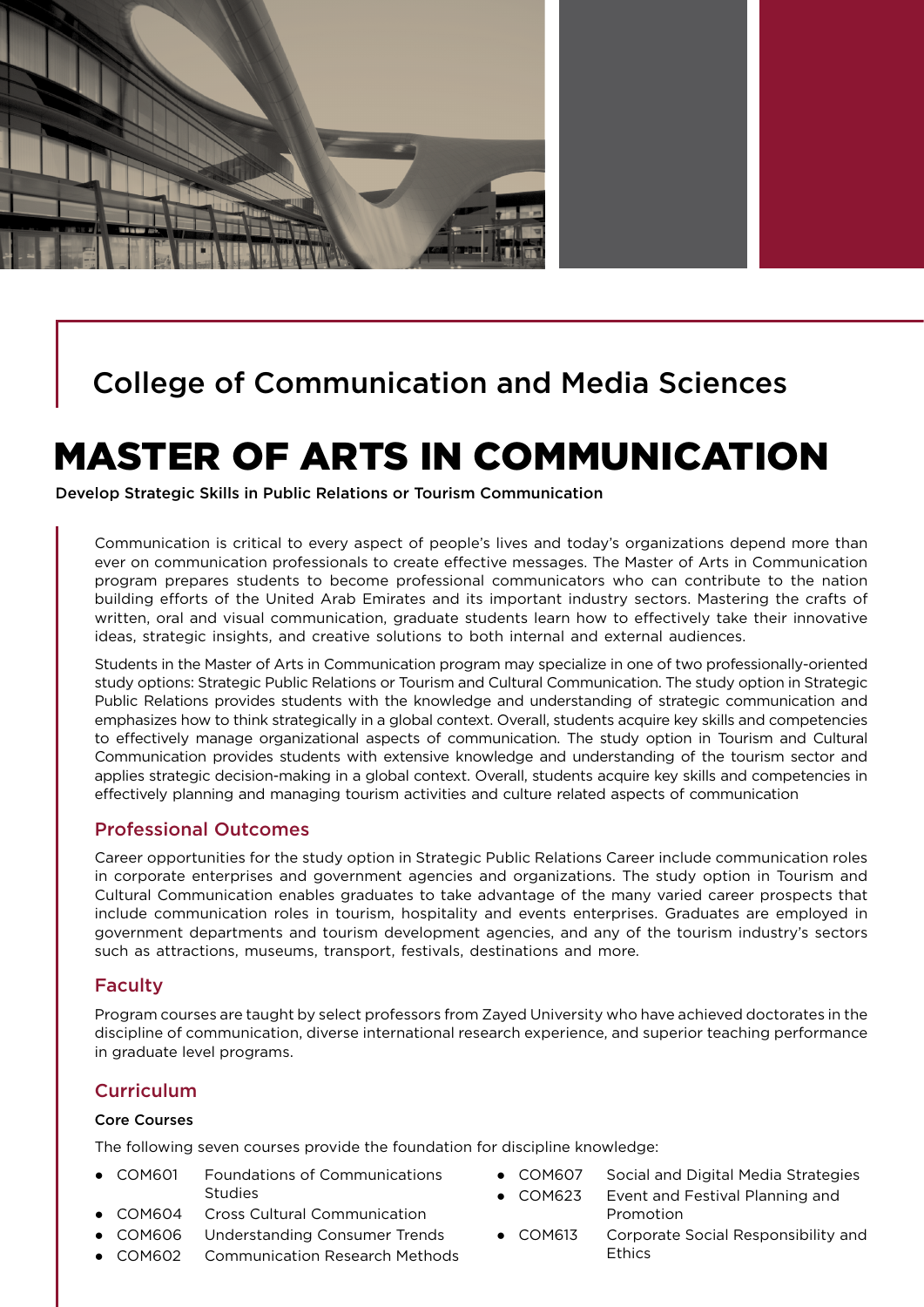## College of Communication and Media Sciences

# MASTER OF ARTS IN COMMUNICATION

**Develop Strategic Skills in Public Relations or Tourism Communication**

Communication is critical to every aspect of people's lives and today's organizations depend more than ever on communication professionals to create effective messages. The Master of Arts in Communication program prepares students to become professional communicators who can contribute to the nation building efforts of the United Arab Emirates and its important industry sectors. Mastering the crafts of written, oral and visual communication, graduate students learn how to effectively take their innovative ideas, strategic insights, and creative solutions to both internal and external audiences.

Students in the Master of Arts in Communication program may specialize in one of two professionally-oriented study options: Strategic Public Relations or Tourism and Cultural Communication. The study option in Strategic Public Relations provides students with the knowledge and understanding of strategic communication and emphasizes how to think strategically in a global context. Overall, students acquire key skills and competencies to effectively manage organizational aspects of communication. The study option in Tourism and Cultural Communication provides students with extensive knowledge and understanding of the tourism sector and applies strategic decision-making in a global context. Overall, students acquire key skills and competencies in effectively planning and managing tourism activities and culture related aspects of communication

## Professional Outcomes

Career opportunities for the study option in Strategic Public Relations Career include communication roles in corporate enterprises and government agencies and organizations. The study option in Tourism and Cultural Communication enables graduates to take advantage of the many varied career prospects that include communication roles in tourism, hospitality and events enterprises. Graduates are employed in government departments and tourism development agencies, and any of the tourism industry's sectors such as attractions, museums, transport, festivals, destinations and more.

## Faculty

Program courses are taught by select professors from Zayed University who have achieved doctorates in the discipline of communication, diverse international research experience, and superior teaching performance in graduate level programs.

## Curriculum

### Core Courses

The following seven courses provide the foundation for discipline knowledge:

- COM601 Foundations of Communications Studies
- COM604 Cross Cultural Communication
- COM606 Understanding Consumer Trends
- COM602 Communication Research Methods
- COM607 Social and Digital Media Strategies
- COM623 Event and Festival Planning and Promotion
- COM613 Corporate Social Responsibility and Ethics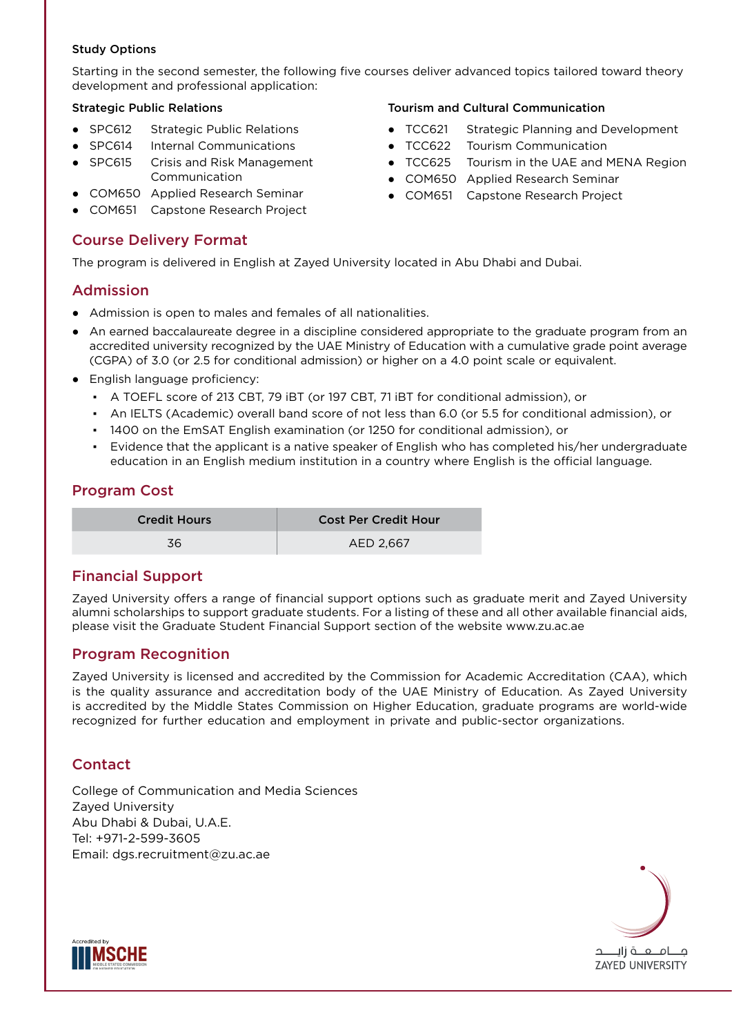### Study Options

Starting in the second semester, the following five courses deliver advanced topics tailored toward theory development and professional application:

**Strategic Public Relations**

- SPC612 Strategic Public Relations
- SPC614 Internal Communications
- SPC615 Crisis and Risk Management Communication
- COM650 Applied Research Seminar
- COM651 Capstone Research Project

**Tourism and Cultural Communication**

- TCC621 Strategic Planning and Development
- TCC622 Tourism Communication
- TCC625 Tourism in the UAE and MENA Region
- COM650 Applied Research Seminar
- COM651 Capstone Research Project

## Course Delivery Format

The program is delivered in English at Zayed University located in Abu Dhabi and Dubai.

## Admission

- Admission is open to males and females of all nationalities.
- An earned baccalaureate degree in a discipline considered appropriate to the graduate program from an accredited university recognized by the UAE Ministry of Education with a cumulative grade point average (CGPA) of 3.0 (or 2.5 for conditional admission) or higher on a 4.0 point scale or equivalent.
- English language proficiency:
  - A TOEFL score of 213 CBT, 79 iBT (or 197 CBT, 71 iBT for conditional admission), or
  - An IELTS (Academic) overall band score of not less than 6.0 (or 5.5 for conditional admission), or
  - 1400 on the EmSAT English examination (or 1250 for conditional admission), or
  - Evidence that the applicant is a native speaker of English who has completed his/her undergraduate education in an English medium institution in a country where English is the official language.

## Program Cost

| Credit Hours | Cost Per Credit Hour |
|---|---|
| 36 | AED 2,667 |

## Financial Support

Zayed University offers a range of financial support options such as graduate merit and Zayed University alumni scholarships to support graduate students. For a listing of these and all other available financial aids, please visit the Graduate Student Financial Support section of the website www.zu.ac.ae

## Program Recognition

Zayed University is licensed and accredited by the Commission for Academic Accreditation (CAA), which is the quality assurance and accreditation body of the UAE Ministry of Education. As Zayed University is accredited by the Middle States Commission on Higher Education, graduate programs are world-wide recognized for further education and employment in private and public-sector organizations.

## Contact

College of Communication and Media Sciences
Zayed University
Abu Dhabi & Dubai, U.A.E.
Tel: +971-2-599-3605
Email: dgs.recruitment@zu.ac.ae

Accredited by MSCHE Middle States Commission on Higher Education

جامعة زايد
ZAYED UNIVERSITY